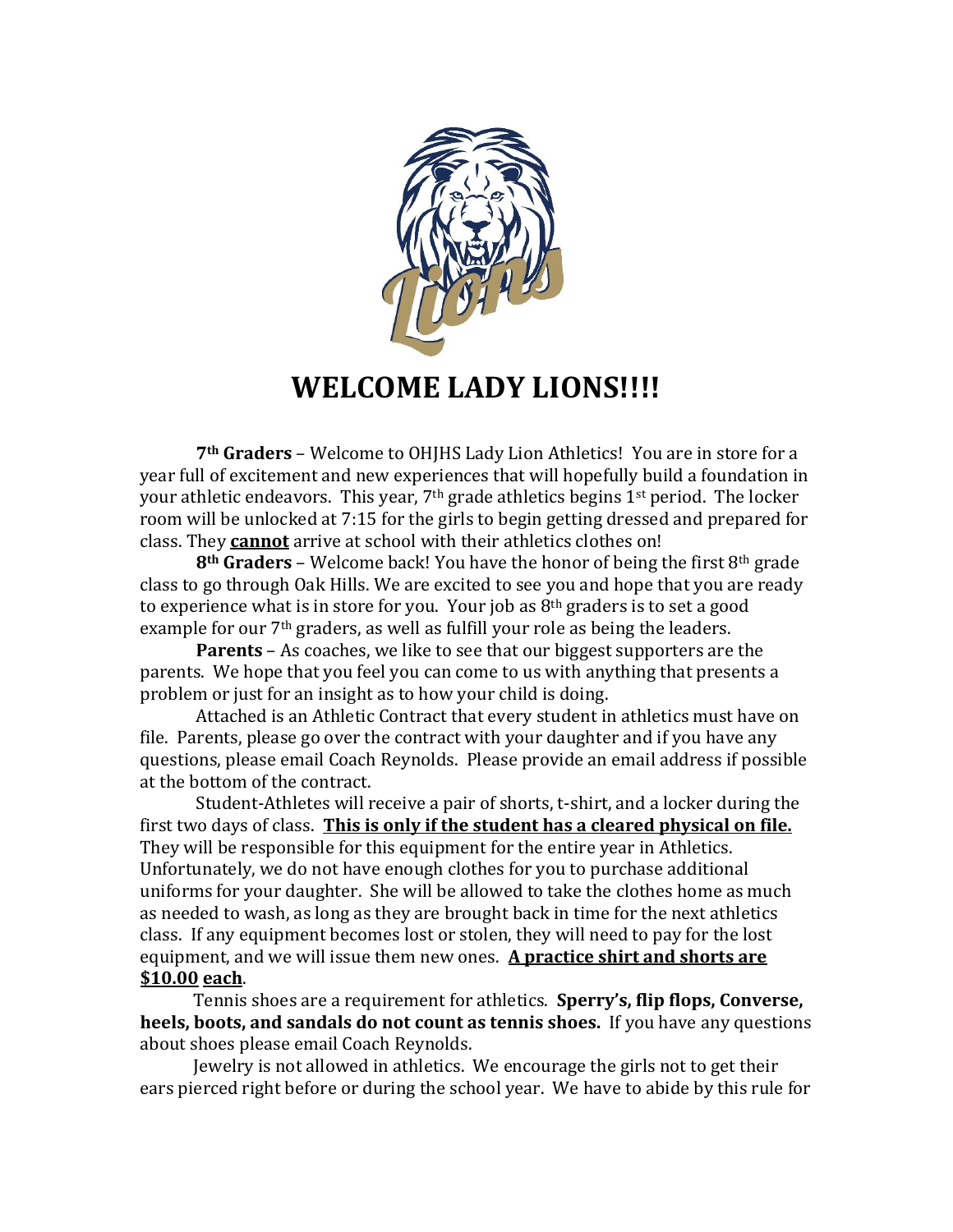# WELCOME LADY LIONS!!!!

**7th Graders** – Welcome to OHJHS Lady Lion Athletics! You are in store for a year full of excitement and new experiences that will hopefully build a foundation in your athletic endeavors. This year, 7th grade athletics begins 1st period. The locker room will be unlocked at 7:15 for the girls to begin getting dressed and prepared for class. They **<u>cannot</u>** arrive at school with their athletics clothes on!

**8th Graders** – Welcome back! You have the honor of being the first 8th grade class to go through Oak Hills. We are excited to see you and hope that you are ready to experience what is in store for you. Your job as 8th graders is to set a good example for our 7th graders, as well as fulfill your role as being the leaders.

**Parents** – As coaches, we like to see that our biggest supporters are the parents. We hope that you feel you can come to us with anything that presents a problem or just for an insight as to how your child is doing.

Attached is an Athletic Contract that every student in athletics must have on file. Parents, please go over the contract with your daughter and if you have any questions, please email Coach Reynolds. Please provide an email address if possible at the bottom of the contract.

Student-Athletes will receive a pair of shorts, t-shirt, and a locker during the first two days of class. **<u>This is only if the student has a cleared physical on file.</u>** They will be responsible for this equipment for the entire year in Athletics. Unfortunately, we do not have enough clothes for you to purchase additional uniforms for your daughter. She will be allowed to take the clothes home as much as needed to wash, as long as they are brought back in time for the next athletics class. If any equipment becomes lost or stolen, they will need to pay for the lost equipment, and we will issue them new ones. **<u>A practice shirt and shorts are $10.00 each</u>**.

Tennis shoes are a requirement for athletics. **Sperry's, flip flops, Converse, heels, boots, and sandals do not count as tennis shoes.** If you have any questions about shoes please email Coach Reynolds.

Jewelry is not allowed in athletics. We encourage the girls not to get their ears pierced right before or during the school year. We have to abide by this rule for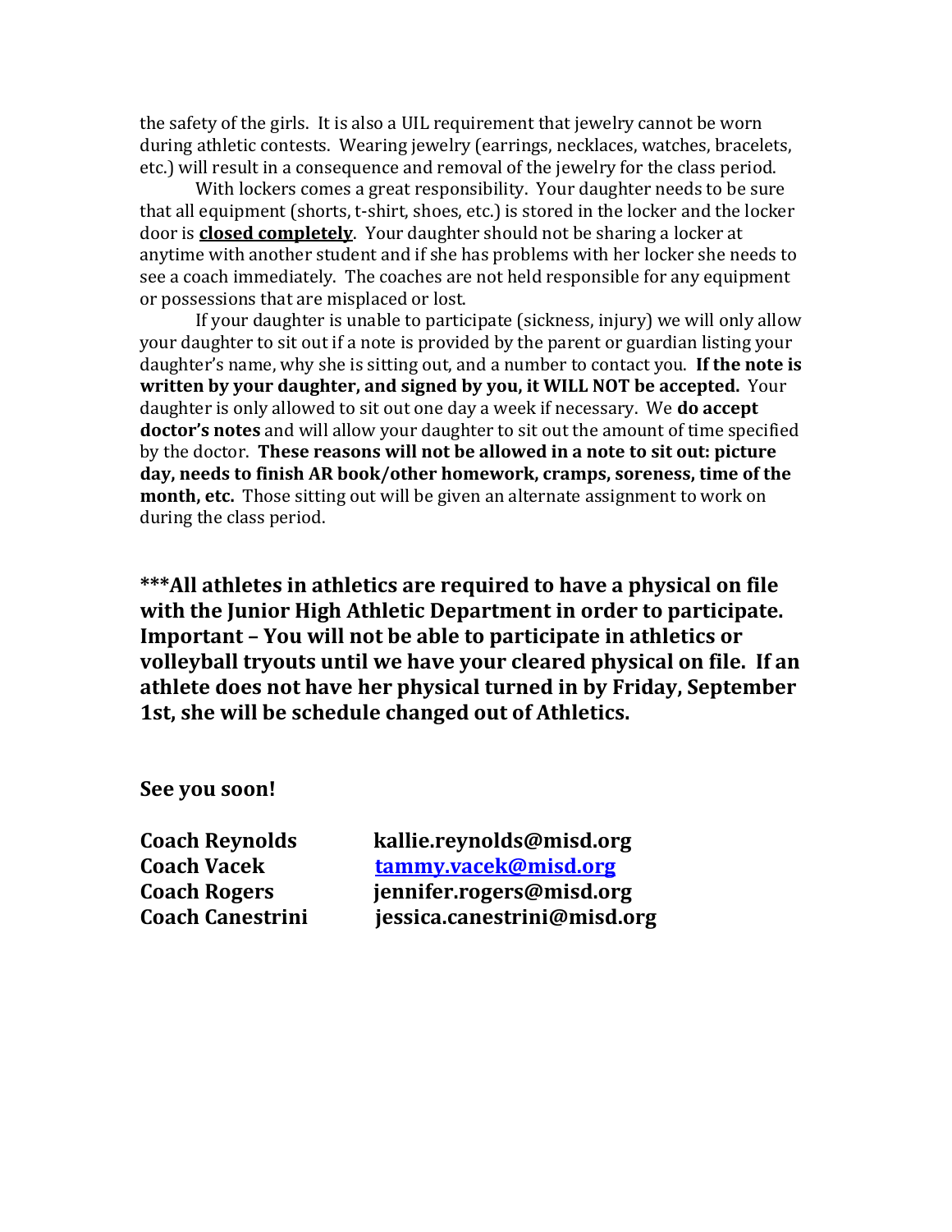the safety of the girls. It is also a UIL requirement that jewelry cannot be worn during athletic contests. Wearing jewelry (earrings, necklaces, watches, bracelets, etc.) will result in a consequence and removal of the jewelry for the class period.

With lockers comes a great responsibility. Your daughter needs to be sure that all equipment (shorts, t-shirt, shoes, etc.) is stored in the locker and the locker door is **closed completely**. Your daughter should not be sharing a locker at anytime with another student and if she has problems with her locker she needs to see a coach immediately. The coaches are not held responsible for any equipment or possessions that are misplaced or lost.

If your daughter is unable to participate (sickness, injury) we will only allow your daughter to sit out if a note is provided by the parent or guardian listing your daughter's name, why she is sitting out, and a number to contact you. **If the note is written by your daughter, and signed by you, it WILL NOT be accepted.** Your daughter is only allowed to sit out one day a week if necessary. We **do accept doctor's notes** and will allow your daughter to sit out the amount of time specified by the doctor. **These reasons will not be allowed in a note to sit out: picture day, needs to finish AR book/other homework, cramps, soreness, time of the month, etc.** Those sitting out will be given an alternate assignment to work on during the class period.

**\*\*\*All athletes in athletics are required to have a physical on file with the Junior High Athletic Department in order to participate. Important – You will not be able to participate in athletics or volleyball tryouts until we have your cleared physical on file. If an athlete does not have her physical turned in by Friday, September 1st, she will be schedule changed out of Athletics.**

**See you soon!**

**Coach Reynolds** **kallie.reynolds@misd.org**
**Coach Vacek** **tammy.vacek@misd.org**
**Coach Rogers** **jennifer.rogers@misd.org**
**Coach Canestrini** **jessica.canestrini@misd.org**